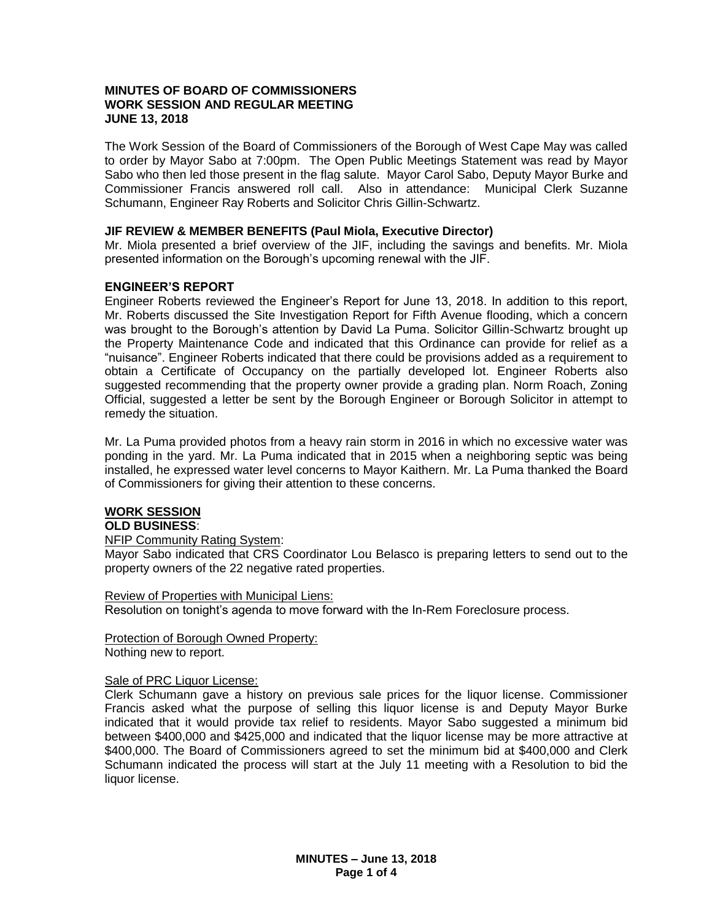**MINUTES OF BOARD OF COMMISSIONERS**
**WORK SESSION AND REGULAR MEETING**
**JUNE 13, 2018**

The Work Session of the Board of Commissioners of the Borough of West Cape May was called to order by Mayor Sabo at 7:00pm. The Open Public Meetings Statement was read by Mayor Sabo who then led those present in the flag salute. Mayor Carol Sabo, Deputy Mayor Burke and Commissioner Francis answered roll call. Also in attendance: Municipal Clerk Suzanne Schumann, Engineer Ray Roberts and Solicitor Chris Gillin-Schwartz.

**JIF REVIEW & MEMBER BENEFITS (Paul Miola, Executive Director)**

Mr. Miola presented a brief overview of the JIF, including the savings and benefits. Mr. Miola presented information on the Borough's upcoming renewal with the JIF.

**ENGINEER'S REPORT**

Engineer Roberts reviewed the Engineer's Report for June 13, 2018. In addition to this report, Mr. Roberts discussed the Site Investigation Report for Fifth Avenue flooding, which a concern was brought to the Borough's attention by David La Puma. Solicitor Gillin-Schwartz brought up the Property Maintenance Code and indicated that this Ordinance can provide for relief as a "nuisance". Engineer Roberts indicated that there could be provisions added as a requirement to obtain a Certificate of Occupancy on the partially developed lot. Engineer Roberts also suggested recommending that the property owner provide a grading plan. Norm Roach, Zoning Official, suggested a letter be sent by the Borough Engineer or Borough Solicitor in attempt to remedy the situation.

Mr. La Puma provided photos from a heavy rain storm in 2016 in which no excessive water was ponding in the yard. Mr. La Puma indicated that in 2015 when a neighboring septic was being installed, he expressed water level concerns to Mayor Kaithern. Mr. La Puma thanked the Board of Commissioners for giving their attention to these concerns.

**WORK SESSION**

**OLD BUSINESS**:

NFIP Community Rating System:

Mayor Sabo indicated that CRS Coordinator Lou Belasco is preparing letters to send out to the property owners of the 22 negative rated properties.

Review of Properties with Municipal Liens:

Resolution on tonight's agenda to move forward with the In-Rem Foreclosure process.

Protection of Borough Owned Property:

Nothing new to report.

Sale of PRC Liquor License:

Clerk Schumann gave a history on previous sale prices for the liquor license. Commissioner Francis asked what the purpose of selling this liquor license is and Deputy Mayor Burke indicated that it would provide tax relief to residents. Mayor Sabo suggested a minimum bid between $400,000 and $425,000 and indicated that the liquor license may be more attractive at $400,000. The Board of Commissioners agreed to set the minimum bid at $400,000 and Clerk Schumann indicated the process will start at the July 11 meeting with a Resolution to bid the liquor license.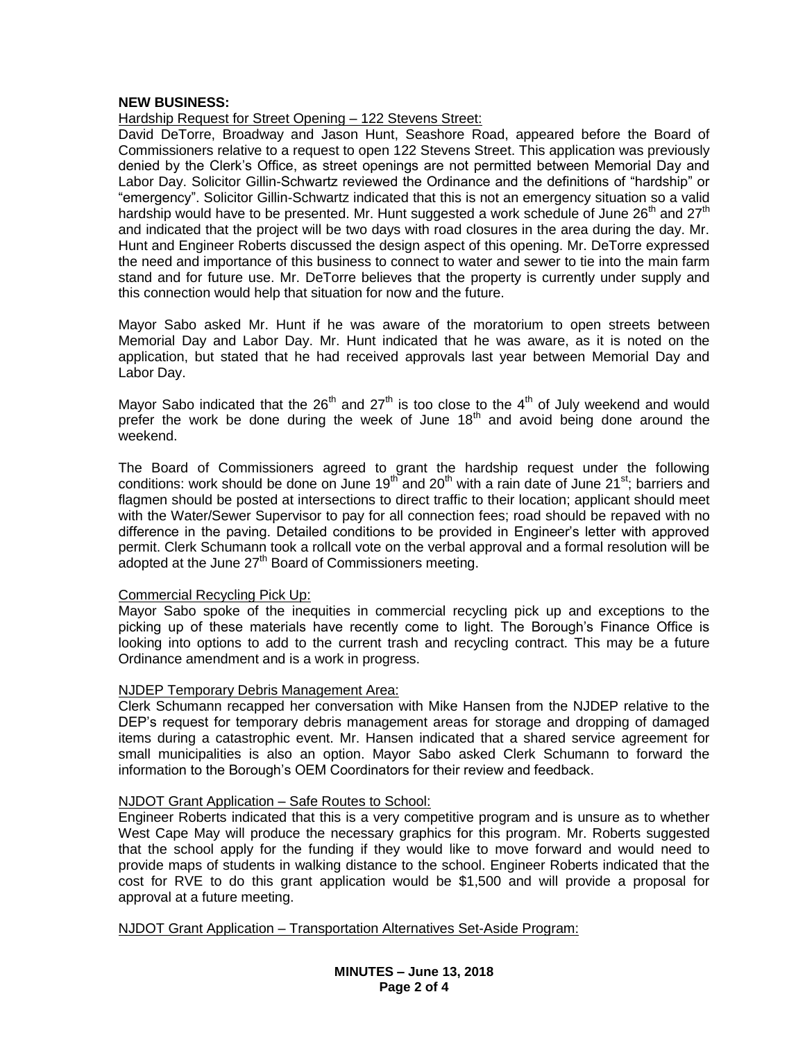**NEW BUSINESS:**

Hardship Request for Street Opening – 122 Stevens Street:

David DeTorre, Broadway and Jason Hunt, Seashore Road, appeared before the Board of Commissioners relative to a request to open 122 Stevens Street. This application was previously denied by the Clerk's Office, as street openings are not permitted between Memorial Day and Labor Day. Solicitor Gillin-Schwartz reviewed the Ordinance and the definitions of "hardship" or "emergency". Solicitor Gillin-Schwartz indicated that this is not an emergency situation so a valid hardship would have to be presented. Mr. Hunt suggested a work schedule of June 26th and 27th and indicated that the project will be two days with road closures in the area during the day. Mr. Hunt and Engineer Roberts discussed the design aspect of this opening. Mr. DeTorre expressed the need and importance of this business to connect to water and sewer to tie into the main farm stand and for future use. Mr. DeTorre believes that the property is currently under supply and this connection would help that situation for now and the future.

Mayor Sabo asked Mr. Hunt if he was aware of the moratorium to open streets between Memorial Day and Labor Day. Mr. Hunt indicated that he was aware, as it is noted on the application, but stated that he had received approvals last year between Memorial Day and Labor Day.

Mayor Sabo indicated that the 26th and 27th is too close to the 4th of July weekend and would prefer the work be done during the week of June 18th and avoid being done around the weekend.

The Board of Commissioners agreed to grant the hardship request under the following conditions: work should be done on June 19th and 20th with a rain date of June 21st; barriers and flagmen should be posted at intersections to direct traffic to their location; applicant should meet with the Water/Sewer Supervisor to pay for all connection fees; road should be repaved with no difference in the paving. Detailed conditions to be provided in Engineer's letter with approved permit. Clerk Schumann took a rollcall vote on the verbal approval and a formal resolution will be adopted at the June 27th Board of Commissioners meeting.

Commercial Recycling Pick Up:

Mayor Sabo spoke of the inequities in commercial recycling pick up and exceptions to the picking up of these materials have recently come to light. The Borough's Finance Office is looking into options to add to the current trash and recycling contract. This may be a future Ordinance amendment and is a work in progress.

NJDEP Temporary Debris Management Area:

Clerk Schumann recapped her conversation with Mike Hansen from the NJDEP relative to the DEP's request for temporary debris management areas for storage and dropping of damaged items during a catastrophic event. Mr. Hansen indicated that a shared service agreement for small municipalities is also an option. Mayor Sabo asked Clerk Schumann to forward the information to the Borough's OEM Coordinators for their review and feedback.

NJDOT Grant Application – Safe Routes to School:

Engineer Roberts indicated that this is a very competitive program and is unsure as to whether West Cape May will produce the necessary graphics for this program. Mr. Roberts suggested that the school apply for the funding if they would like to move forward and would need to provide maps of students in walking distance to the school. Engineer Roberts indicated that the cost for RVE to do this grant application would be $1,500 and will provide a proposal for approval at a future meeting.

NJDOT Grant Application – Transportation Alternatives Set-Aside Program: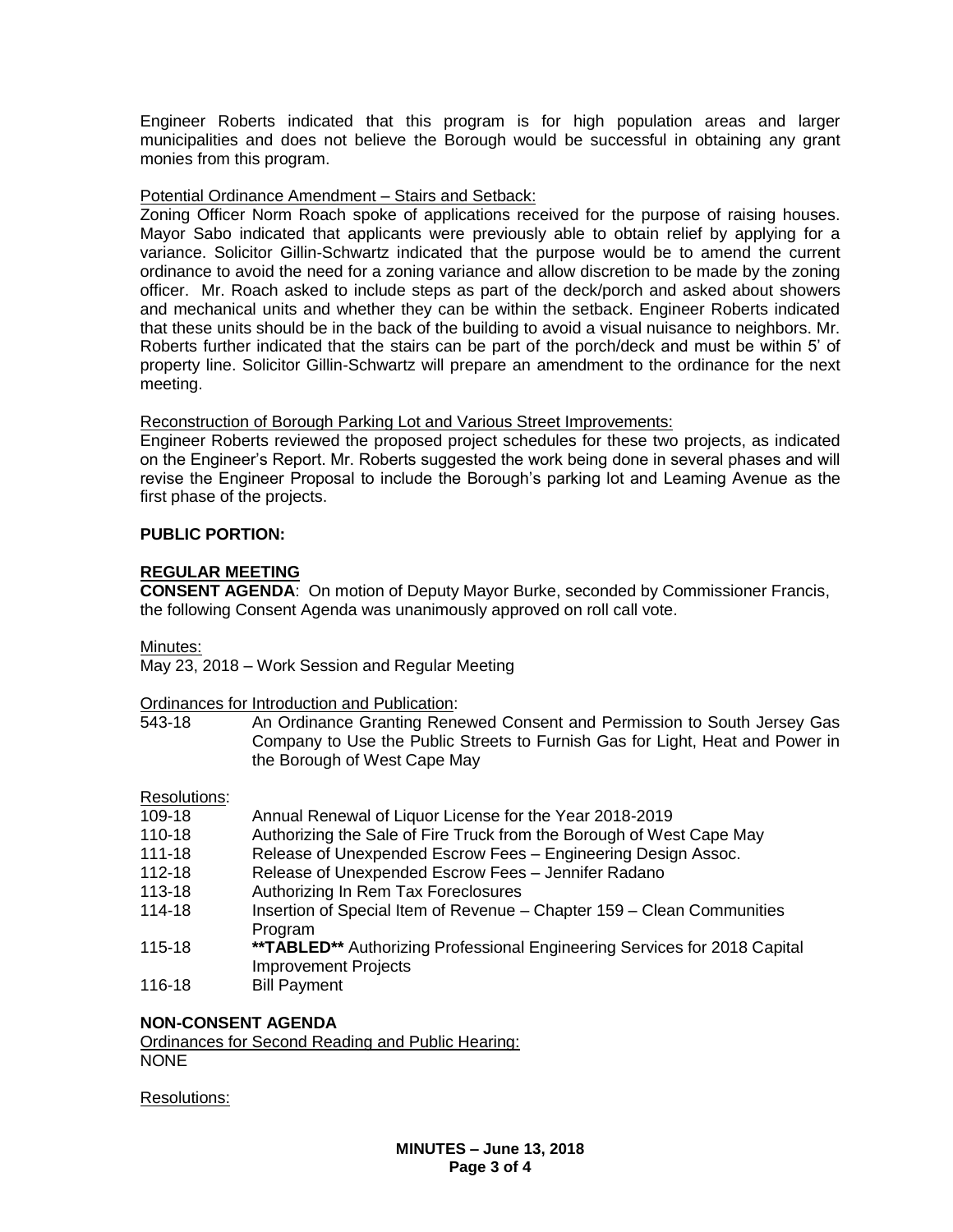Engineer Roberts indicated that this program is for high population areas and larger municipalities and does not believe the Borough would be successful in obtaining any grant monies from this program.

Potential Ordinance Amendment – Stairs and Setback:
Zoning Officer Norm Roach spoke of applications received for the purpose of raising houses. Mayor Sabo indicated that applicants were previously able to obtain relief by applying for a variance. Solicitor Gillin-Schwartz indicated that the purpose would be to amend the current ordinance to avoid the need for a zoning variance and allow discretion to be made by the zoning officer. Mr. Roach asked to include steps as part of the deck/porch and asked about showers and mechanical units and whether they can be within the setback. Engineer Roberts indicated that these units should be in the back of the building to avoid a visual nuisance to neighbors. Mr. Roberts further indicated that the stairs can be part of the porch/deck and must be within 5' of property line. Solicitor Gillin-Schwartz will prepare an amendment to the ordinance for the next meeting.

Reconstruction of Borough Parking Lot and Various Street Improvements:
Engineer Roberts reviewed the proposed project schedules for these two projects, as indicated on the Engineer's Report. Mr. Roberts suggested the work being done in several phases and will revise the Engineer Proposal to include the Borough's parking lot and Leaming Avenue as the first phase of the projects.

**PUBLIC PORTION:**

**REGULAR MEETING**

**CONSENT AGENDA**: On motion of Deputy Mayor Burke, seconded by Commissioner Francis, the following Consent Agenda was unanimously approved on roll call vote.

Minutes:
May 23, 2018 – Work Session and Regular Meeting

Ordinances for Introduction and Publication:

543-18 An Ordinance Granting Renewed Consent and Permission to South Jersey Gas Company to Use the Public Streets to Furnish Gas for Light, Heat and Power in the Borough of West Cape May

Resolutions:

- 109-18 Annual Renewal of Liquor License for the Year 2018-2019
- 110-18 Authorizing the Sale of Fire Truck from the Borough of West Cape May
- 111-18 Release of Unexpended Escrow Fees – Engineering Design Assoc.
- 112-18 Release of Unexpended Escrow Fees – Jennifer Radano
- 113-18 Authorizing In Rem Tax Foreclosures
- 114-18 Insertion of Special Item of Revenue – Chapter 159 – Clean Communities Program
- 115-18 **\*\*TABLED\*\*** Authorizing Professional Engineering Services for 2018 Capital Improvement Projects
- 116-18 Bill Payment

**NON-CONSENT AGENDA**

Ordinances for Second Reading and Public Hearing:
NONE

Resolutions: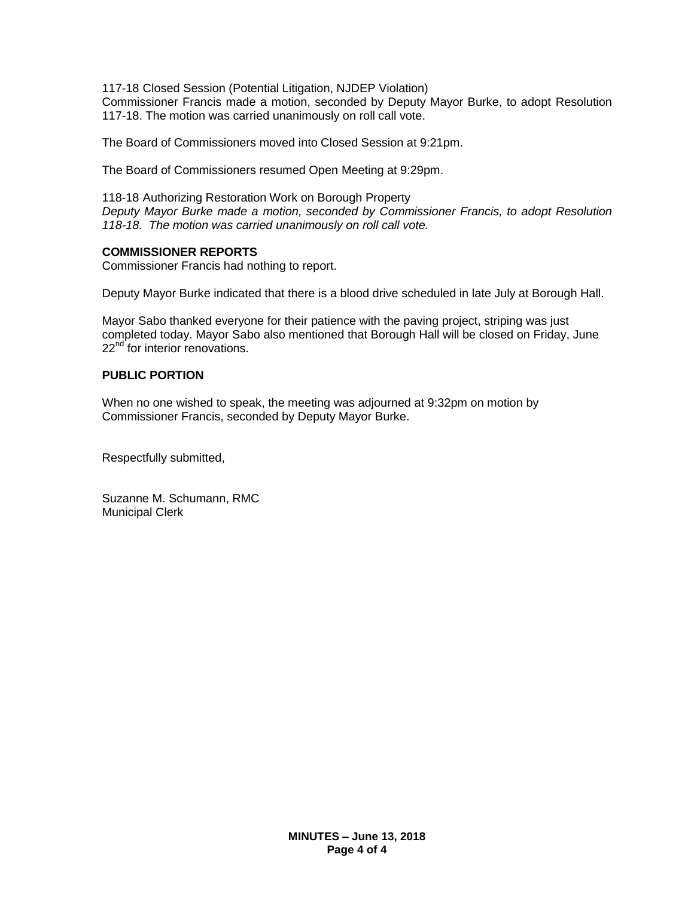117-18 Closed Session (Potential Litigation, NJDEP Violation)
Commissioner Francis made a motion, seconded by Deputy Mayor Burke, to adopt Resolution 117-18. The motion was carried unanimously on roll call vote.

The Board of Commissioners moved into Closed Session at 9:21pm.

The Board of Commissioners resumed Open Meeting at 9:29pm.

118-18 Authorizing Restoration Work on Borough Property
*Deputy Mayor Burke made a motion, seconded by Commissioner Francis, to adopt Resolution 118-18. The motion was carried unanimously on roll call vote.*

**COMMISSIONER REPORTS**
Commissioner Francis had nothing to report.

Deputy Mayor Burke indicated that there is a blood drive scheduled in late July at Borough Hall.

Mayor Sabo thanked everyone for their patience with the paving project, striping was just completed today. Mayor Sabo also mentioned that Borough Hall will be closed on Friday, June 22nd for interior renovations.

**PUBLIC PORTION**

When no one wished to speak, the meeting was adjourned at 9:32pm on motion by Commissioner Francis, seconded by Deputy Mayor Burke.

Respectfully submitted,

Suzanne M. Schumann, RMC
Municipal Clerk